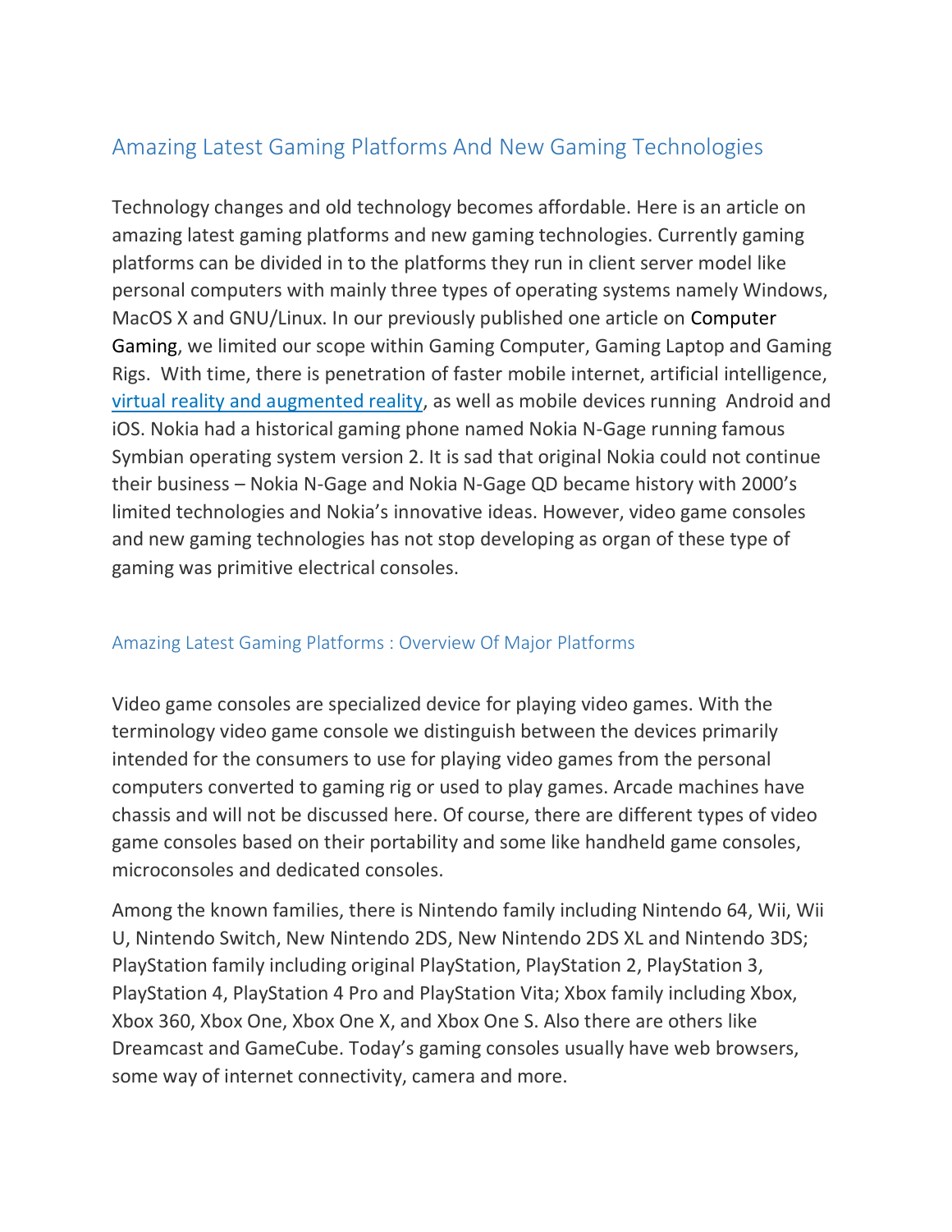# Amazing Latest Gaming Platforms And New Gaming Technologies

Technology changes and old technology becomes affordable. Here is an article on amazing latest gaming platforms and new gaming technologies. Currently gaming platforms can be divided in to the platforms they run in client server model like personal computers with mainly three types of operating systems namely Windows, MacOS X and GNU/Linux. In our previously published one article on Computer Gaming, we limited our scope within Gaming Computer, Gaming Laptop and Gaming Rigs. With time, there is penetration of faster mobile internet, artificial intelligence, [virtual reality and augmented reality](), as well as mobile devices running Android and iOS. Nokia had a historical gaming phone named Nokia N-Gage running famous Symbian operating system version 2. It is sad that original Nokia could not continue their business – Nokia N-Gage and Nokia N-Gage QD became history with 2000's limited technologies and Nokia's innovative ideas. However, video game consoles and new gaming technologies has not stop developing as organ of these type of gaming was primitive electrical consoles.

## Amazing Latest Gaming Platforms : Overview Of Major Platforms

Video game consoles are specialized device for playing video games. With the terminology video game console we distinguish between the devices primarily intended for the consumers to use for playing video games from the personal computers converted to gaming rig or used to play games. Arcade machines have chassis and will not be discussed here. Of course, there are different types of video game consoles based on their portability and some like handheld game consoles, microconsoles and dedicated consoles.

Among the known families, there is Nintendo family including Nintendo 64, Wii, Wii U, Nintendo Switch, New Nintendo 2DS, New Nintendo 2DS XL and Nintendo 3DS; PlayStation family including original PlayStation, PlayStation 2, PlayStation 3, PlayStation 4, PlayStation 4 Pro and PlayStation Vita; Xbox family including Xbox, Xbox 360, Xbox One, Xbox One X, and Xbox One S. Also there are others like Dreamcast and GameCube. Today's gaming consoles usually have web browsers, some way of internet connectivity, camera and more.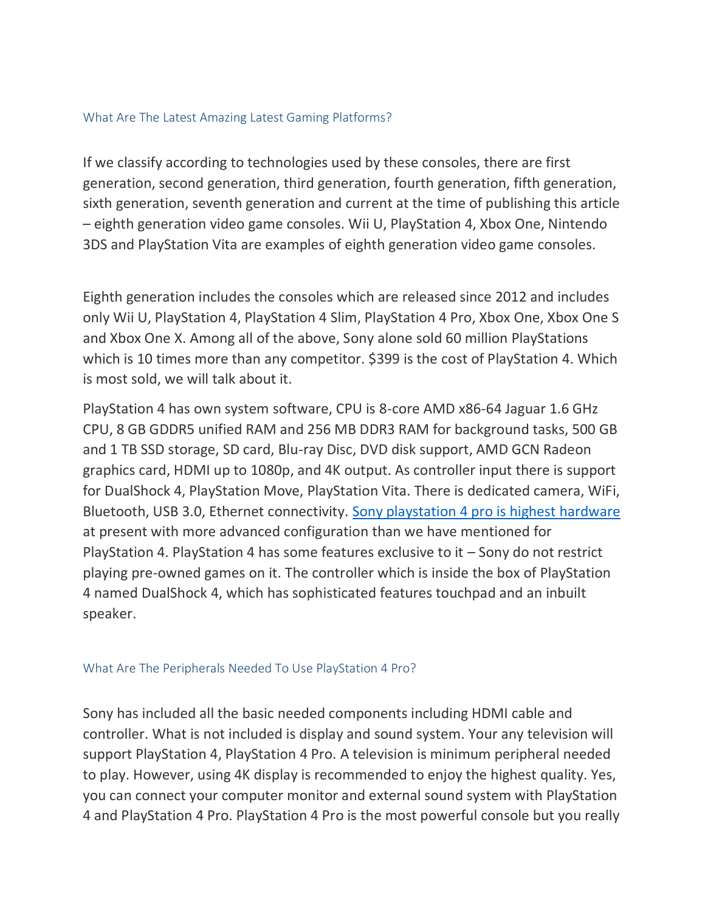## What Are The Latest Amazing Latest Gaming Platforms?

If we classify according to technologies used by these consoles, there are first generation, second generation, third generation, fourth generation, fifth generation, sixth generation, seventh generation and current at the time of publishing this article – eighth generation video game consoles. Wii U, PlayStation 4, Xbox One, Nintendo 3DS and PlayStation Vita are examples of eighth generation video game consoles.

Eighth generation includes the consoles which are released since 2012 and includes only Wii U, PlayStation 4, PlayStation 4 Slim, PlayStation 4 Pro, Xbox One, Xbox One S and Xbox One X. Among all of the above, Sony alone sold 60 million PlayStations which is 10 times more than any competitor. $399 is the cost of PlayStation 4. Which is most sold, we will talk about it.

PlayStation 4 has own system software, CPU is 8-core AMD x86-64 Jaguar 1.6 GHz CPU, 8 GB GDDR5 unified RAM and 256 MB DDR3 RAM for background tasks, 500 GB and 1 TB SSD storage, SD card, Blu-ray Disc, DVD disk support, AMD GCN Radeon graphics card, HDMI up to 1080p, and 4K output. As controller input there is support for DualShock 4, PlayStation Move, PlayStation Vita. There is dedicated camera, WiFi, Bluetooth, USB 3.0, Ethernet connectivity. [Sony playstation 4 pro is highest hardware]() at present with more advanced configuration than we have mentioned for PlayStation 4. PlayStation 4 has some features exclusive to it – Sony do not restrict playing pre-owned games on it. The controller which is inside the box of PlayStation 4 named DualShock 4, which has sophisticated features touchpad and an inbuilt speaker.

## What Are The Peripherals Needed To Use PlayStation 4 Pro?

Sony has included all the basic needed components including HDMI cable and controller. What is not included is display and sound system. Your any television will support PlayStation 4, PlayStation 4 Pro. A television is minimum peripheral needed to play. However, using 4K display is recommended to enjoy the highest quality. Yes, you can connect your computer monitor and external sound system with PlayStation 4 and PlayStation 4 Pro. PlayStation 4 Pro is the most powerful console but you really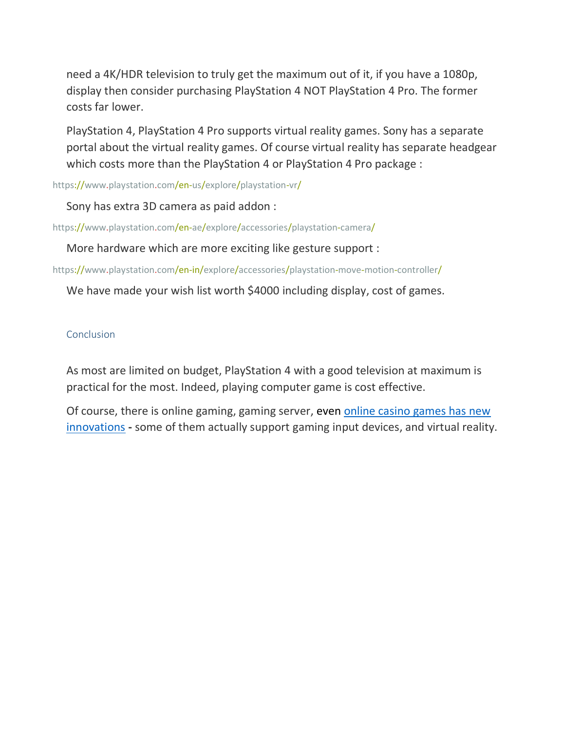need a 4K/HDR television to truly get the maximum out of it, if you have a 1080p, display then consider purchasing PlayStation 4 NOT PlayStation 4 Pro. The former costs far lower.

PlayStation 4, PlayStation 4 Pro supports virtual reality games. Sony has a separate portal about the virtual reality games. Of course virtual reality has separate headgear which costs more than the PlayStation 4 or PlayStation 4 Pro package :

https://www.playstation.com/en-us/explore/playstation-vr/

Sony has extra 3D camera as paid addon :

https://www.playstation.com/en-ae/explore/accessories/playstation-camera/

More hardware which are more exciting like gesture support :

https://www.playstation.com/en-in/explore/accessories/playstation-move-motion-controller/

We have made your wish list worth $4000 including display, cost of games.

## Conclusion

As most are limited on budget, PlayStation 4 with a good television at maximum is practical for the most. Indeed, playing computer game is cost effective.

Of course, there is online gaming, gaming server, even online casino games has new innovations - some of them actually support gaming input devices, and virtual reality.